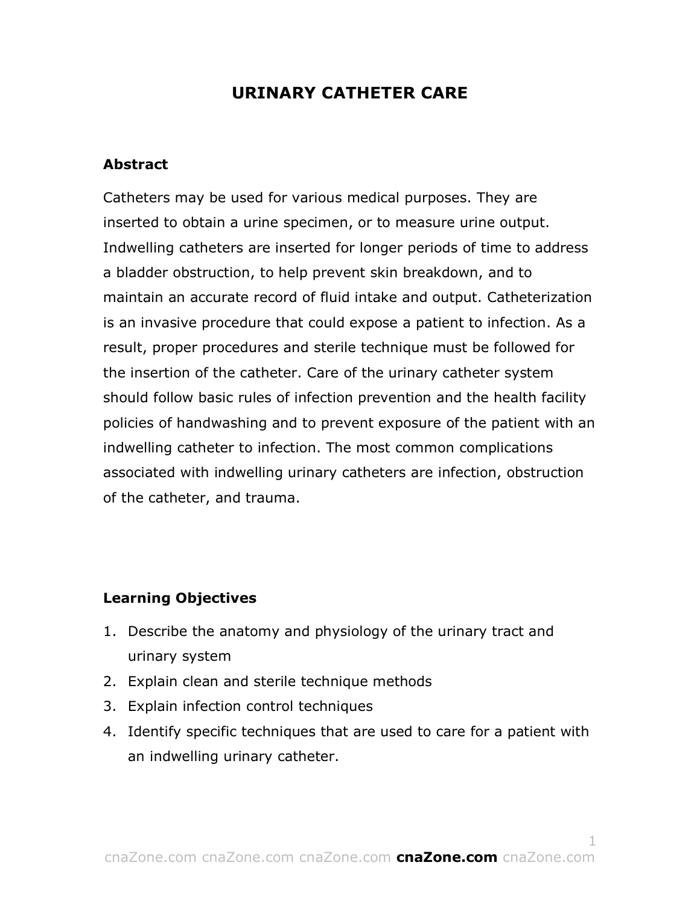# URINARY CATHETER CARE

## Abstract

Catheters may be used for various medical purposes. They are inserted to obtain a urine specimen, or to measure urine output. Indwelling catheters are inserted for longer periods of time to address a bladder obstruction, to help prevent skin breakdown, and to maintain an accurate record of fluid intake and output. Catheterization is an invasive procedure that could expose a patient to infection. As a result, proper procedures and sterile technique must be followed for the insertion of the catheter. Care of the urinary catheter system should follow basic rules of infection prevention and the health facility policies of handwashing and to prevent exposure of the patient with an indwelling catheter to infection. The most common complications associated with indwelling urinary catheters are infection, obstruction of the catheter, and trauma.

## Learning Objectives

1. Describe the anatomy and physiology of the urinary tract and urinary system
2. Explain clean and sterile technique methods
3. Explain infection control techniques
4. Identify specific techniques that are used to care for a patient with an indwelling urinary catheter.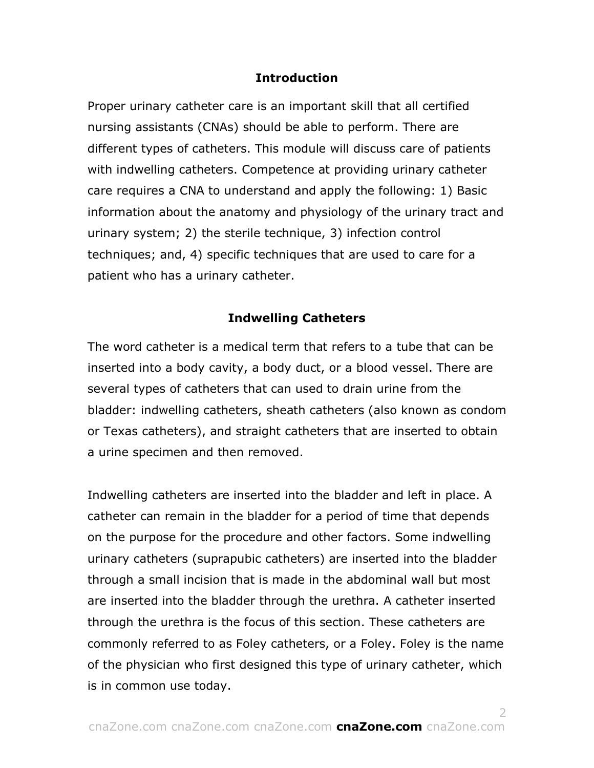## Introduction

Proper urinary catheter care is an important skill that all certified nursing assistants (CNAs) should be able to perform. There are different types of catheters. This module will discuss care of patients with indwelling catheters. Competence at providing urinary catheter care requires a CNA to understand and apply the following: 1) Basic information about the anatomy and physiology of the urinary tract and urinary system; 2) the sterile technique, 3) infection control techniques; and, 4) specific techniques that are used to care for a patient who has a urinary catheter.

## Indwelling Catheters

The word catheter is a medical term that refers to a tube that can be inserted into a body cavity, a body duct, or a blood vessel. There are several types of catheters that can used to drain urine from the bladder: indwelling catheters, sheath catheters (also known as condom or Texas catheters), and straight catheters that are inserted to obtain a urine specimen and then removed.

Indwelling catheters are inserted into the bladder and left in place. A catheter can remain in the bladder for a period of time that depends on the purpose for the procedure and other factors. Some indwelling urinary catheters (suprapubic catheters) are inserted into the bladder through a small incision that is made in the abdominal wall but most are inserted into the bladder through the urethra. A catheter inserted through the urethra is the focus of this section. These catheters are commonly referred to as Foley catheters, or a Foley. Foley is the name of the physician who first designed this type of urinary catheter, which is in common use today.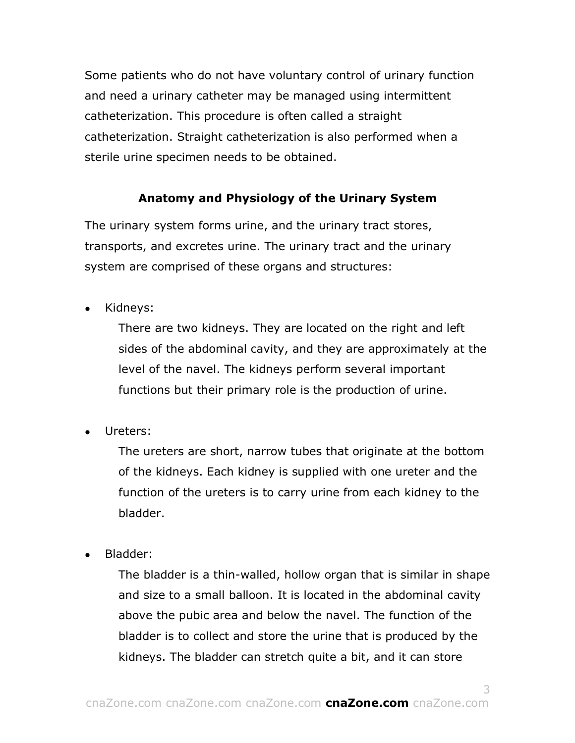Some patients who do not have voluntary control of urinary function and need a urinary catheter may be managed using intermittent catheterization. This procedure is often called a straight catheterization. Straight catheterization is also performed when a sterile urine specimen needs to be obtained.

## Anatomy and Physiology of the Urinary System

The urinary system forms urine, and the urinary tract stores, transports, and excretes urine. The urinary tract and the urinary system are comprised of these organs and structures:

- Kidneys:

  There are two kidneys. They are located on the right and left sides of the abdominal cavity, and they are approximately at the level of the navel. The kidneys perform several important functions but their primary role is the production of urine.

- Ureters:

  The ureters are short, narrow tubes that originate at the bottom of the kidneys. Each kidney is supplied with one ureter and the function of the ureters is to carry urine from each kidney to the bladder.

- Bladder:

  The bladder is a thin-walled, hollow organ that is similar in shape and size to a small balloon. It is located in the abdominal cavity above the pubic area and below the navel. The function of the bladder is to collect and store the urine that is produced by the kidneys. The bladder can stretch quite a bit, and it can store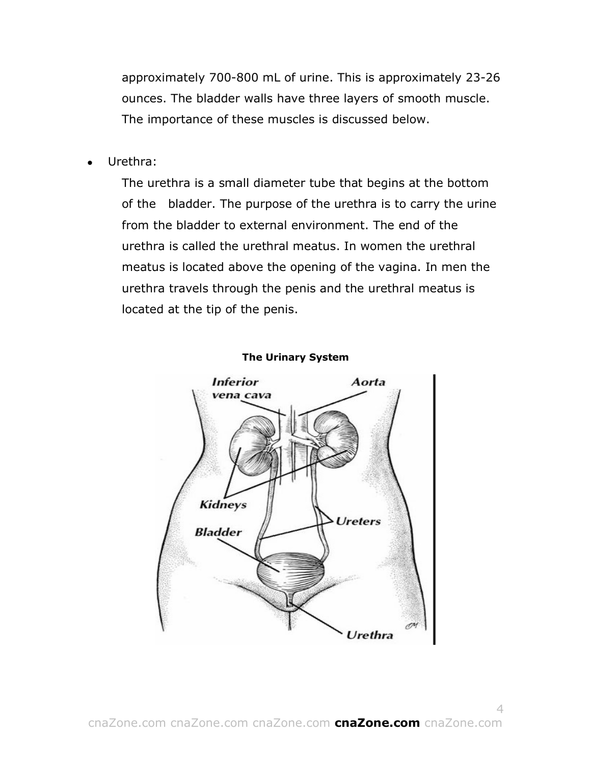approximately 700-800 mL of urine. This is approximately 23-26 ounces. The bladder walls have three layers of smooth muscle. The importance of these muscles is discussed below.

- Urethra:

  The urethra is a small diameter tube that begins at the bottom of the bladder. The purpose of the urethra is to carry the urine from the bladder to external environment. The end of the urethra is called the urethral meatus. In women the urethral meatus is located above the opening of the vagina. In men the urethra travels through the penis and the urethral meatus is located at the tip of the penis.

**The Urinary System**

Inferior vena cava

Aorta

Kidneys

Ureters

Bladder

Urethra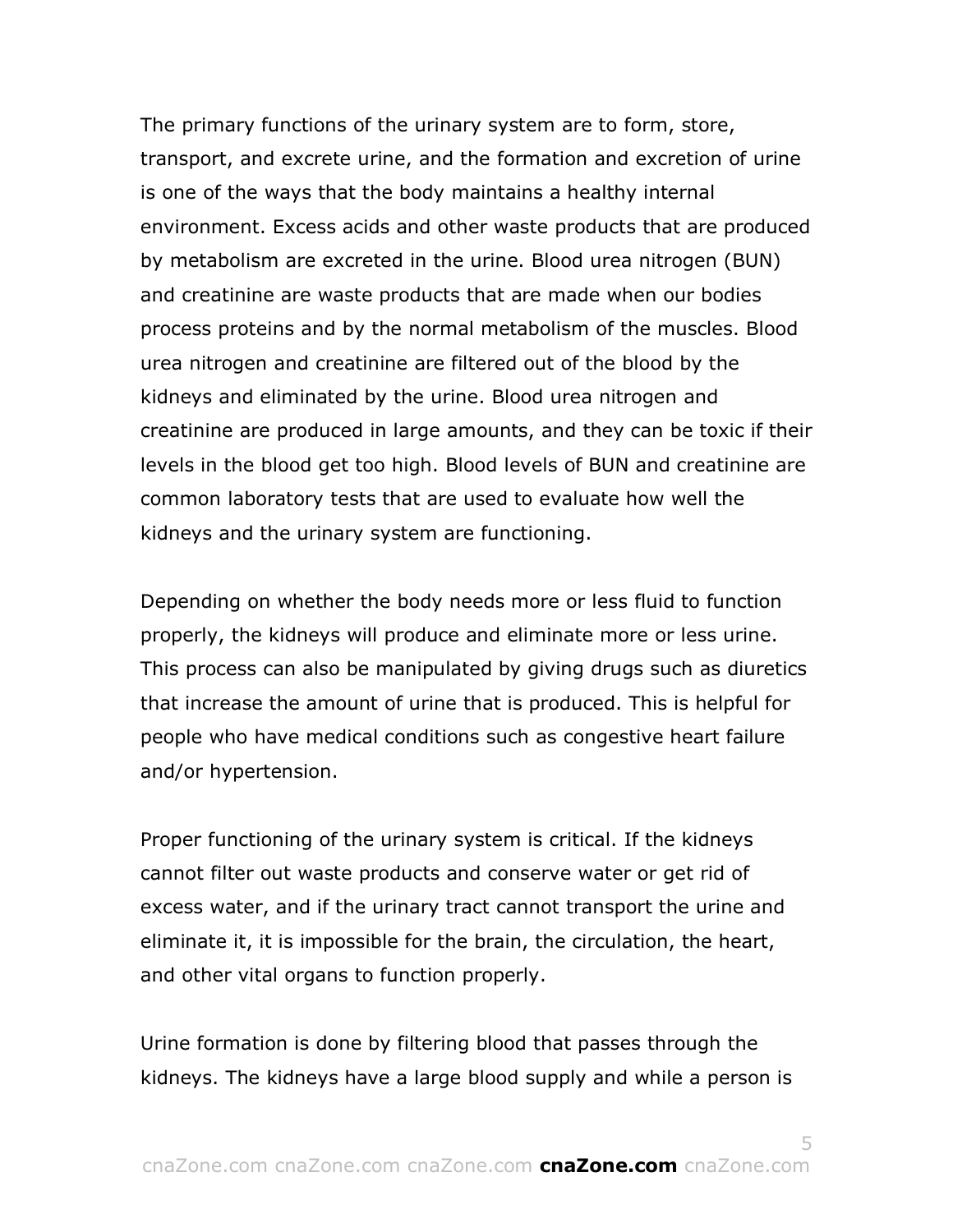The primary functions of the urinary system are to form, store, transport, and excrete urine, and the formation and excretion of urine is one of the ways that the body maintains a healthy internal environment. Excess acids and other waste products that are produced by metabolism are excreted in the urine. Blood urea nitrogen (BUN) and creatinine are waste products that are made when our bodies process proteins and by the normal metabolism of the muscles. Blood urea nitrogen and creatinine are filtered out of the blood by the kidneys and eliminated by the urine. Blood urea nitrogen and creatinine are produced in large amounts, and they can be toxic if their levels in the blood get too high. Blood levels of BUN and creatinine are common laboratory tests that are used to evaluate how well the kidneys and the urinary system are functioning.

Depending on whether the body needs more or less fluid to function properly, the kidneys will produce and eliminate more or less urine. This process can also be manipulated by giving drugs such as diuretics that increase the amount of urine that is produced. This is helpful for people who have medical conditions such as congestive heart failure and/or hypertension.

Proper functioning of the urinary system is critical. If the kidneys cannot filter out waste products and conserve water or get rid of excess water, and if the urinary tract cannot transport the urine and eliminate it, it is impossible for the brain, the circulation, the heart, and other vital organs to function properly.

Urine formation is done by filtering blood that passes through the kidneys. The kidneys have a large blood supply and while a person is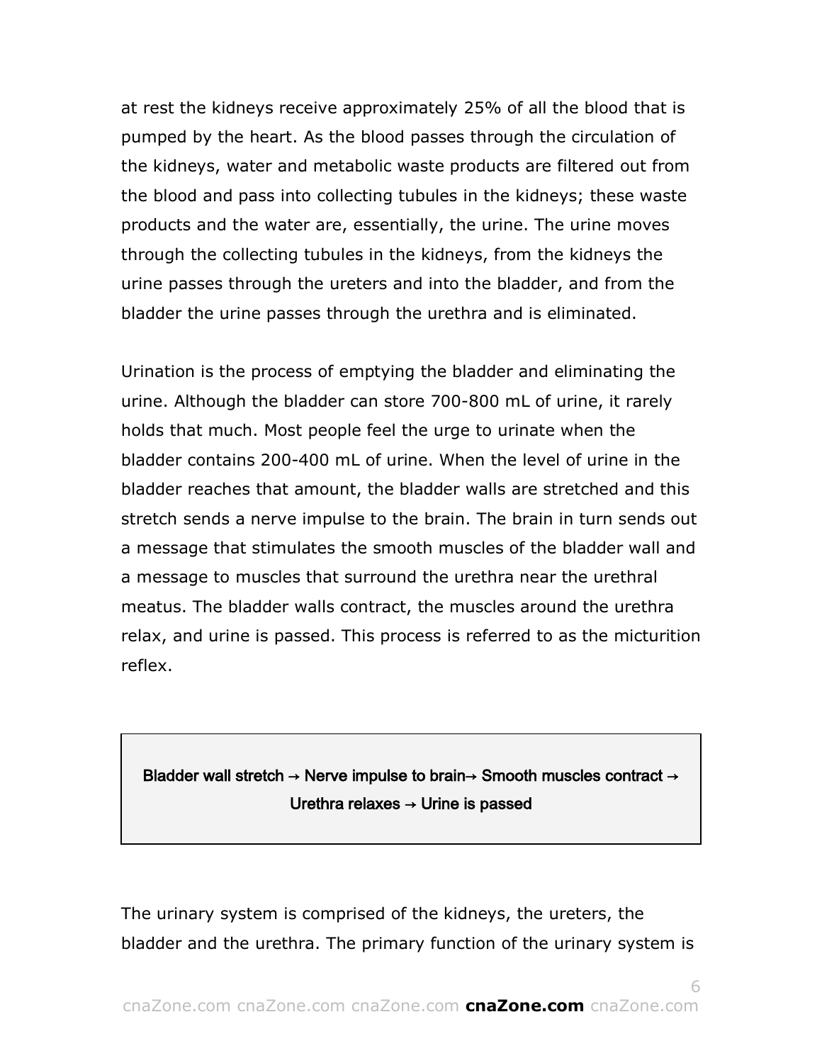at rest the kidneys receive approximately 25% of all the blood that is pumped by the heart. As the blood passes through the circulation of the kidneys, water and metabolic waste products are filtered out from the blood and pass into collecting tubules in the kidneys; these waste products and the water are, essentially, the urine. The urine moves through the collecting tubules in the kidneys, from the kidneys the urine passes through the ureters and into the bladder, and from the bladder the urine passes through the urethra and is eliminated.

Urination is the process of emptying the bladder and eliminating the urine. Although the bladder can store 700-800 mL of urine, it rarely holds that much. Most people feel the urge to urinate when the bladder contains 200-400 mL of urine. When the level of urine in the bladder reaches that amount, the bladder walls are stretched and this stretch sends a nerve impulse to the brain. The brain in turn sends out a message that stimulates the smooth muscles of the bladder wall and a message to muscles that surround the urethra near the urethral meatus. The bladder walls contract, the muscles around the urethra relax, and urine is passed. This process is referred to as the micturition reflex.

**Bladder wall stretch → Nerve impulse to brain→ Smooth muscles contract → Urethra relaxes → Urine is passed**

The urinary system is comprised of the kidneys, the ureters, the bladder and the urethra. The primary function of the urinary system is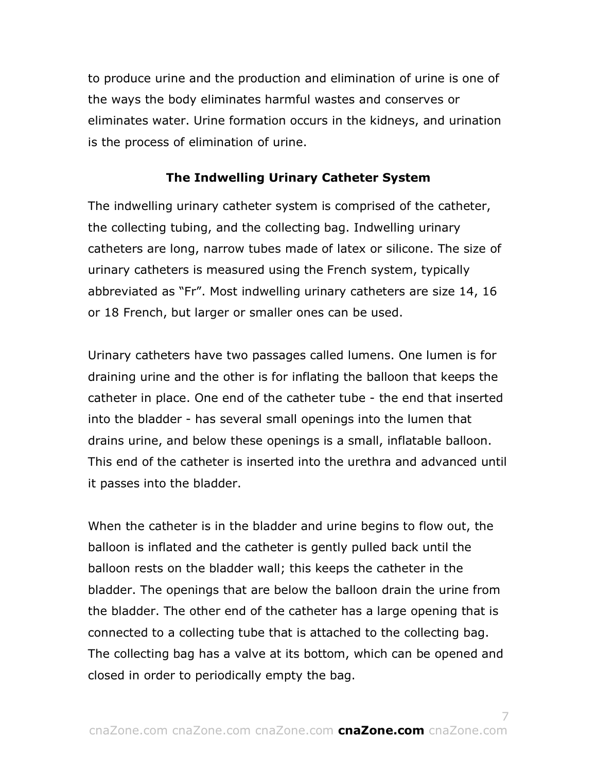to produce urine and the production and elimination of urine is one of the ways the body eliminates harmful wastes and conserves or eliminates water. Urine formation occurs in the kidneys, and urination is the process of elimination of urine.

## The Indwelling Urinary Catheter System

The indwelling urinary catheter system is comprised of the catheter, the collecting tubing, and the collecting bag. Indwelling urinary catheters are long, narrow tubes made of latex or silicone. The size of urinary catheters is measured using the French system, typically abbreviated as "Fr". Most indwelling urinary catheters are size 14, 16 or 18 French, but larger or smaller ones can be used.

Urinary catheters have two passages called lumens. One lumen is for draining urine and the other is for inflating the balloon that keeps the catheter in place. One end of the catheter tube - the end that inserted into the bladder - has several small openings into the lumen that drains urine, and below these openings is a small, inflatable balloon. This end of the catheter is inserted into the urethra and advanced until it passes into the bladder.

When the catheter is in the bladder and urine begins to flow out, the balloon is inflated and the catheter is gently pulled back until the balloon rests on the bladder wall; this keeps the catheter in the bladder. The openings that are below the balloon drain the urine from the bladder. The other end of the catheter has a large opening that is connected to a collecting tube that is attached to the collecting bag. The collecting bag has a valve at its bottom, which can be opened and closed in order to periodically empty the bag.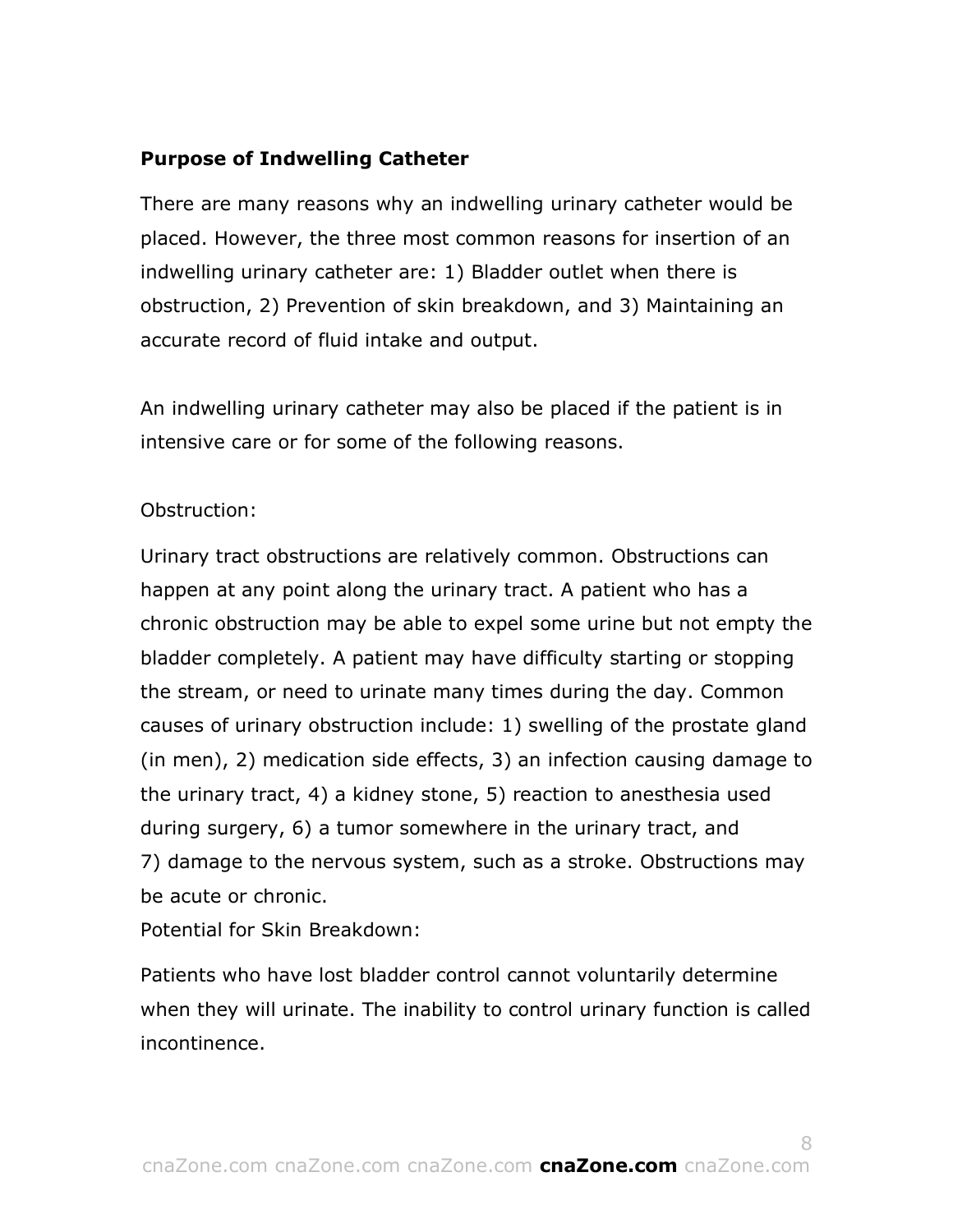**Purpose of Indwelling Catheter**

There are many reasons why an indwelling urinary catheter would be placed. However, the three most common reasons for insertion of an indwelling urinary catheter are: 1) Bladder outlet when there is obstruction, 2) Prevention of skin breakdown, and 3) Maintaining an accurate record of fluid intake and output.

An indwelling urinary catheter may also be placed if the patient is in intensive care or for some of the following reasons.

Obstruction:

Urinary tract obstructions are relatively common. Obstructions can happen at any point along the urinary tract. A patient who has a chronic obstruction may be able to expel some urine but not empty the bladder completely. A patient may have difficulty starting or stopping the stream, or need to urinate many times during the day. Common causes of urinary obstruction include: 1) swelling of the prostate gland (in men), 2) medication side effects, 3) an infection causing damage to the urinary tract, 4) a kidney stone, 5) reaction to anesthesia used during surgery, 6) a tumor somewhere in the urinary tract, and 7) damage to the nervous system, such as a stroke. Obstructions may be acute or chronic.

Potential for Skin Breakdown:

Patients who have lost bladder control cannot voluntarily determine when they will urinate. The inability to control urinary function is called incontinence.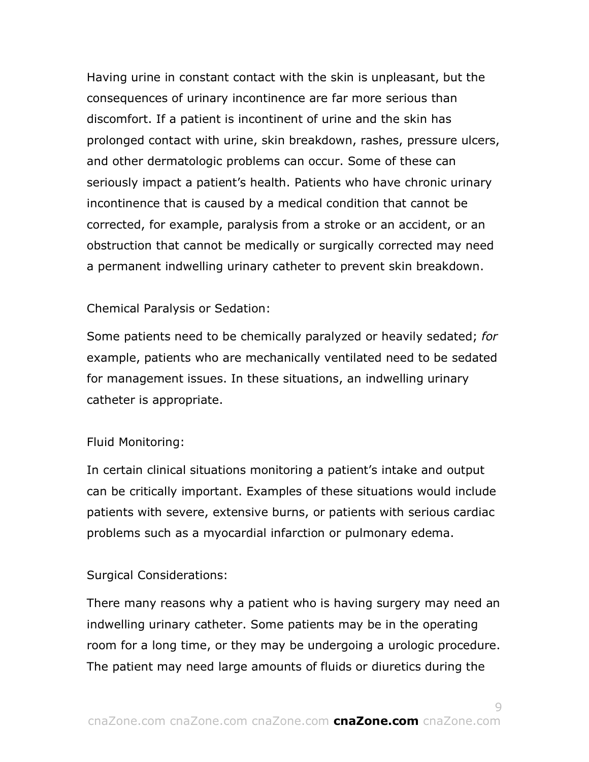Having urine in constant contact with the skin is unpleasant, but the consequences of urinary incontinence are far more serious than discomfort. If a patient is incontinent of urine and the skin has prolonged contact with urine, skin breakdown, rashes, pressure ulcers, and other dermatologic problems can occur. Some of these can seriously impact a patient's health. Patients who have chronic urinary incontinence that is caused by a medical condition that cannot be corrected, for example, paralysis from a stroke or an accident, or an obstruction that cannot be medically or surgically corrected may need a permanent indwelling urinary catheter to prevent skin breakdown.

Chemical Paralysis or Sedation:

Some patients need to be chemically paralyzed or heavily sedated; *for* example, patients who are mechanically ventilated need to be sedated for management issues. In these situations, an indwelling urinary catheter is appropriate.

Fluid Monitoring:

In certain clinical situations monitoring a patient's intake and output can be critically important. Examples of these situations would include patients with severe, extensive burns, or patients with serious cardiac problems such as a myocardial infarction or pulmonary edema.

Surgical Considerations:

There many reasons why a patient who is having surgery may need an indwelling urinary catheter. Some patients may be in the operating room for a long time, or they may be undergoing a urologic procedure. The patient may need large amounts of fluids or diuretics during the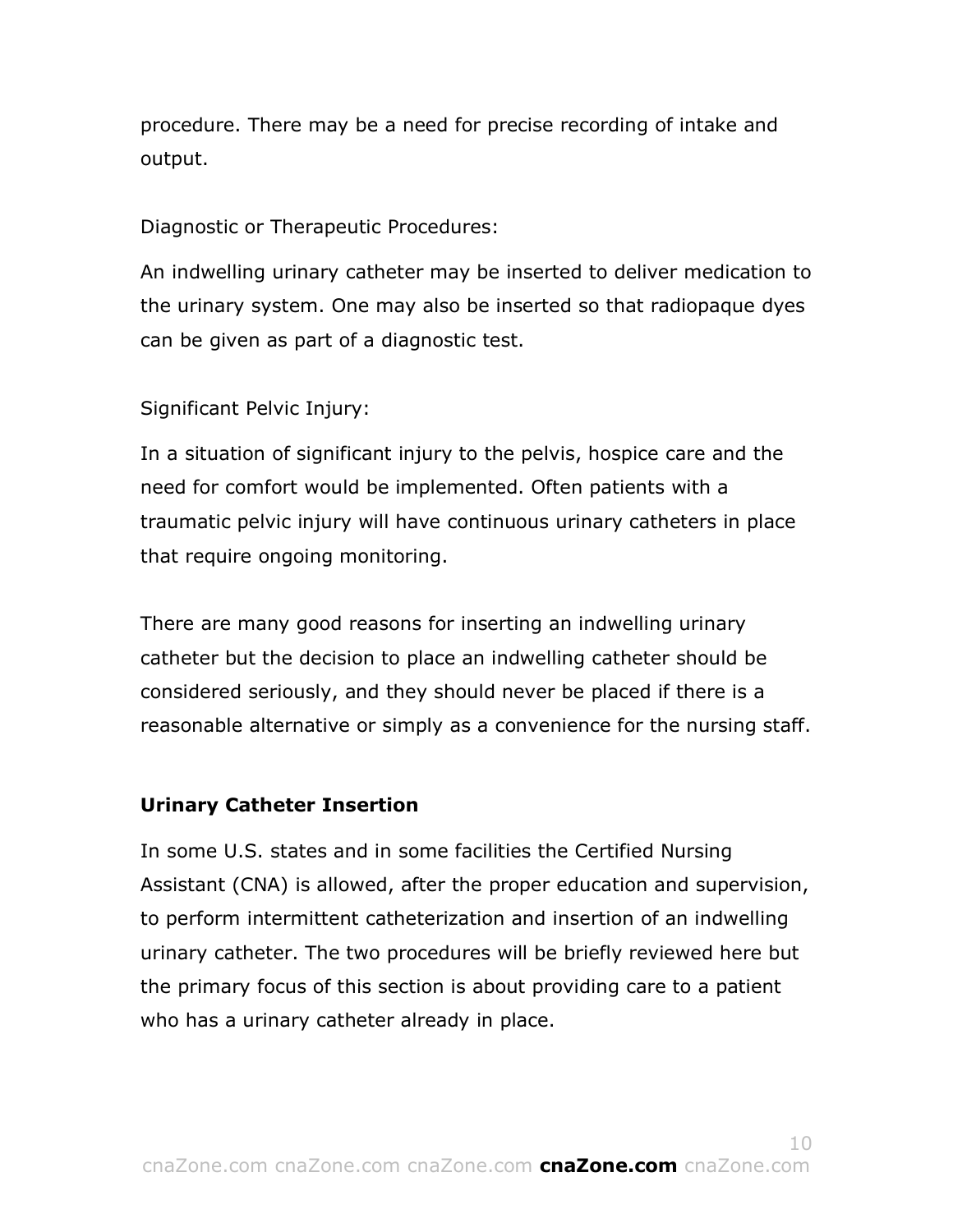procedure. There may be a need for precise recording of intake and output.

Diagnostic or Therapeutic Procedures:

An indwelling urinary catheter may be inserted to deliver medication to the urinary system. One may also be inserted so that radiopaque dyes can be given as part of a diagnostic test.

Significant Pelvic Injury:

In a situation of significant injury to the pelvis, hospice care and the need for comfort would be implemented. Often patients with a traumatic pelvic injury will have continuous urinary catheters in place that require ongoing monitoring.

There are many good reasons for inserting an indwelling urinary catheter but the decision to place an indwelling catheter should be considered seriously, and they should never be placed if there is a reasonable alternative or simply as a convenience for the nursing staff.

**Urinary Catheter Insertion**

In some U.S. states and in some facilities the Certified Nursing Assistant (CNA) is allowed, after the proper education and supervision, to perform intermittent catheterization and insertion of an indwelling urinary catheter. The two procedures will be briefly reviewed here but the primary focus of this section is about providing care to a patient who has a urinary catheter already in place.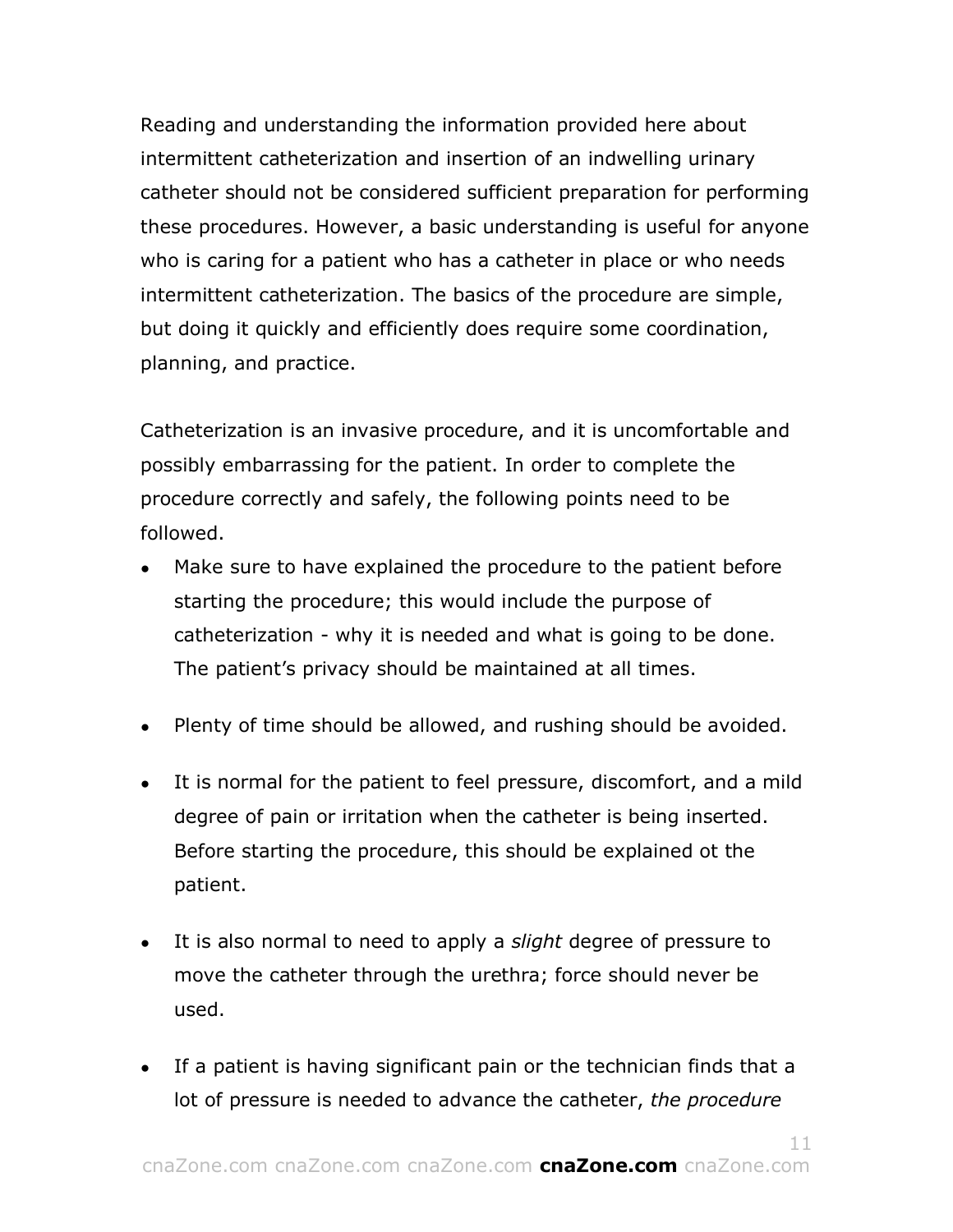Reading and understanding the information provided here about intermittent catheterization and insertion of an indwelling urinary catheter should not be considered sufficient preparation for performing these procedures. However, a basic understanding is useful for anyone who is caring for a patient who has a catheter in place or who needs intermittent catheterization. The basics of the procedure are simple, but doing it quickly and efficiently does require some coordination, planning, and practice.

Catheterization is an invasive procedure, and it is uncomfortable and possibly embarrassing for the patient. In order to complete the procedure correctly and safely, the following points need to be followed.

- Make sure to have explained the procedure to the patient before starting the procedure; this would include the purpose of catheterization - why it is needed and what is going to be done. The patient's privacy should be maintained at all times.
- Plenty of time should be allowed, and rushing should be avoided.
- It is normal for the patient to feel pressure, discomfort, and a mild degree of pain or irritation when the catheter is being inserted. Before starting the procedure, this should be explained ot the patient.
- It is also normal to need to apply a *slight* degree of pressure to move the catheter through the urethra; force should never be used.
- If a patient is having significant pain or the technician finds that a lot of pressure is needed to advance the catheter, *the procedure*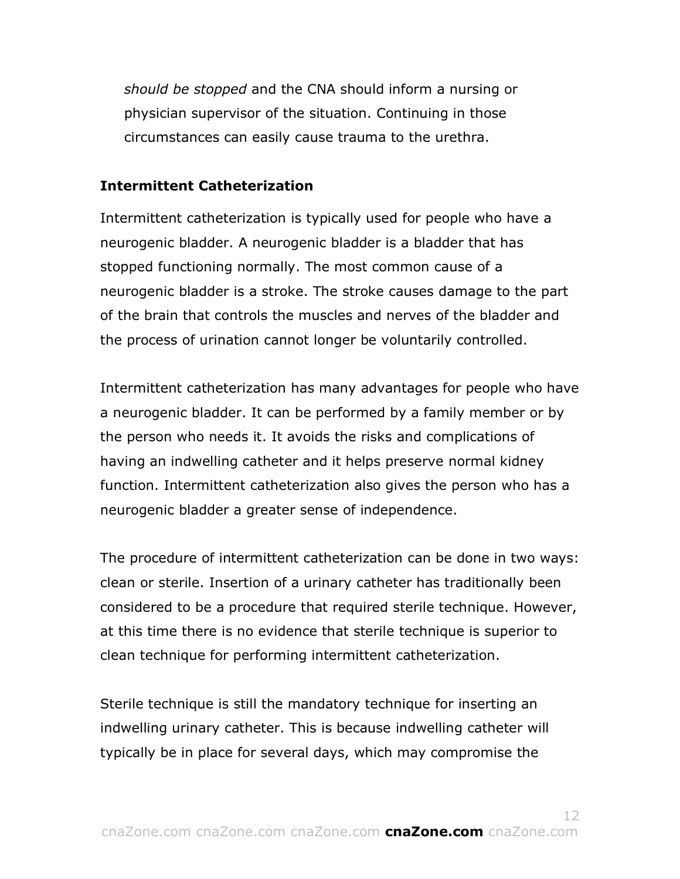*should be stopped* and the CNA should inform a nursing or physician supervisor of the situation. Continuing in those circumstances can easily cause trauma to the urethra.

**Intermittent Catheterization**

Intermittent catheterization is typically used for people who have a neurogenic bladder. A neurogenic bladder is a bladder that has stopped functioning normally. The most common cause of a neurogenic bladder is a stroke. The stroke causes damage to the part of the brain that controls the muscles and nerves of the bladder and the process of urination cannot longer be voluntarily controlled.

Intermittent catheterization has many advantages for people who have a neurogenic bladder. It can be performed by a family member or by the person who needs it. It avoids the risks and complications of having an indwelling catheter and it helps preserve normal kidney function. Intermittent catheterization also gives the person who has a neurogenic bladder a greater sense of independence.

The procedure of intermittent catheterization can be done in two ways: clean or sterile. Insertion of a urinary catheter has traditionally been considered to be a procedure that required sterile technique. However, at this time there is no evidence that sterile technique is superior to clean technique for performing intermittent catheterization.

Sterile technique is still the mandatory technique for inserting an indwelling urinary catheter. This is because indwelling catheter will typically be in place for several days, which may compromise the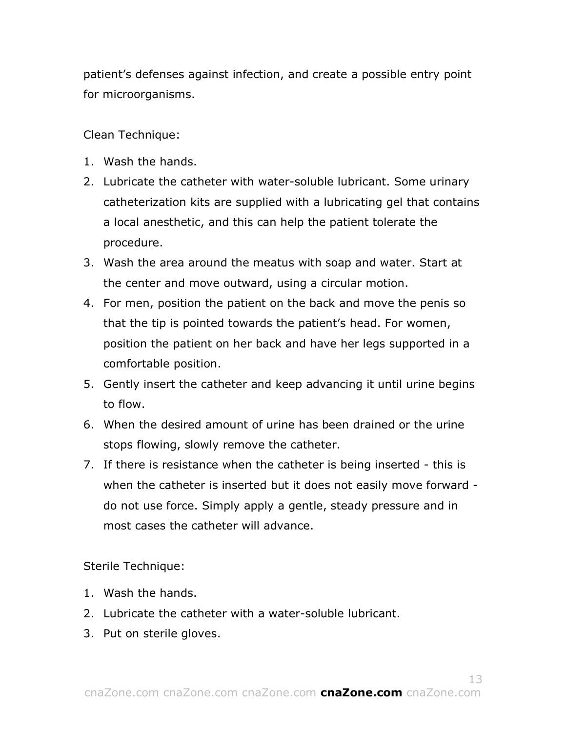patient's defenses against infection, and create a possible entry point for microorganisms.

Clean Technique:

1. Wash the hands.
2. Lubricate the catheter with water-soluble lubricant. Some urinary catheterization kits are supplied with a lubricating gel that contains a local anesthetic, and this can help the patient tolerate the procedure.
3. Wash the area around the meatus with soap and water. Start at the center and move outward, using a circular motion.
4. For men, position the patient on the back and move the penis so that the tip is pointed towards the patient's head. For women, position the patient on her back and have her legs supported in a comfortable position.
5. Gently insert the catheter and keep advancing it until urine begins to flow.
6. When the desired amount of urine has been drained or the urine stops flowing, slowly remove the catheter.
7. If there is resistance when the catheter is being inserted - this is when the catheter is inserted but it does not easily move forward - do not use force. Simply apply a gentle, steady pressure and in most cases the catheter will advance.

Sterile Technique:

1. Wash the hands.
2. Lubricate the catheter with a water-soluble lubricant.
3. Put on sterile gloves.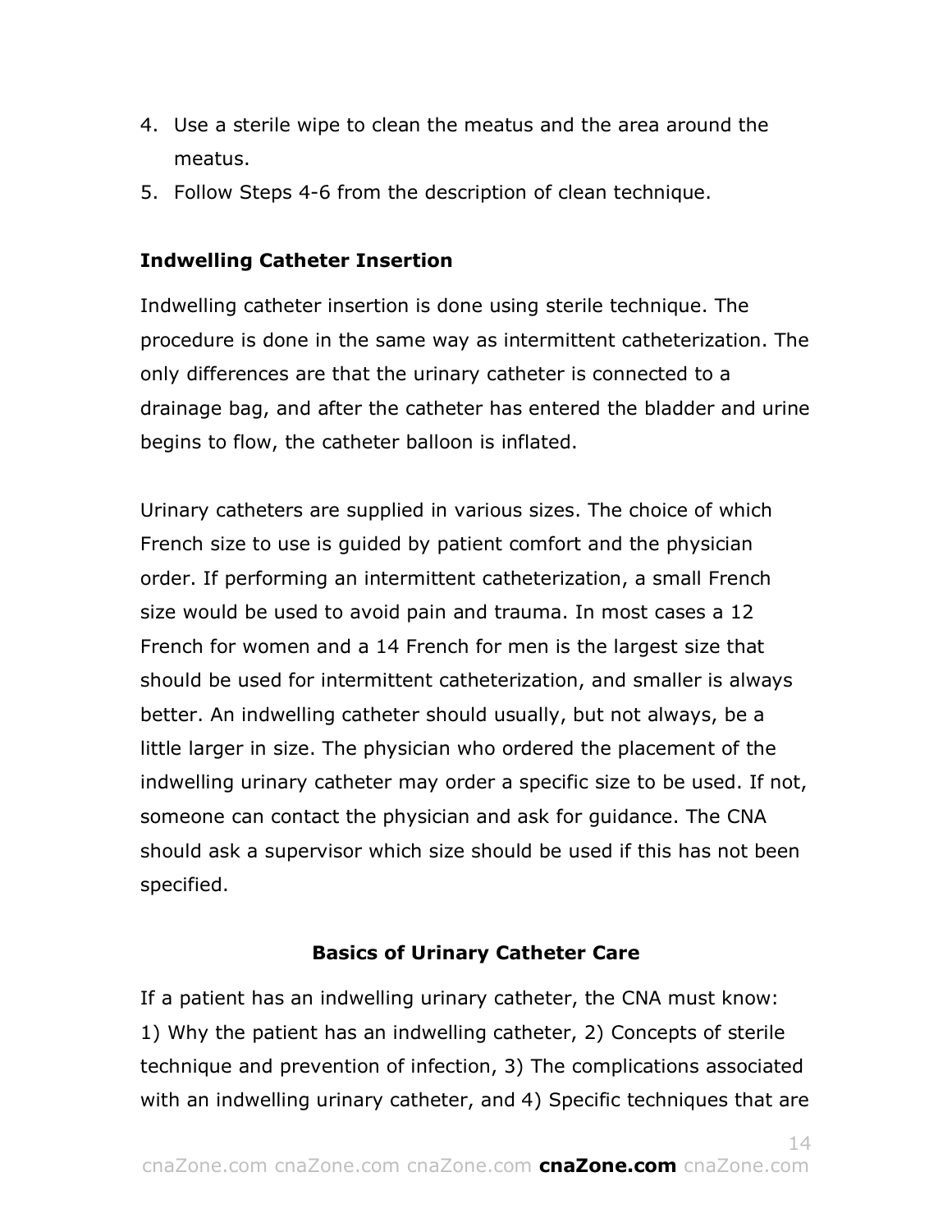4. Use a sterile wipe to clean the meatus and the area around the meatus.
5. Follow Steps 4-6 from the description of clean technique.

### Indwelling Catheter Insertion

Indwelling catheter insertion is done using sterile technique. The procedure is done in the same way as intermittent catheterization. The only differences are that the urinary catheter is connected to a drainage bag, and after the catheter has entered the bladder and urine begins to flow, the catheter balloon is inflated.

Urinary catheters are supplied in various sizes. The choice of which French size to use is guided by patient comfort and the physician order. If performing an intermittent catheterization, a small French size would be used to avoid pain and trauma. In most cases a 12 French for women and a 14 French for men is the largest size that should be used for intermittent catheterization, and smaller is always better. An indwelling catheter should usually, but not always, be a little larger in size. The physician who ordered the placement of the indwelling urinary catheter may order a specific size to be used. If not, someone can contact the physician and ask for guidance. The CNA should ask a supervisor which size should be used if this has not been specified.

## Basics of Urinary Catheter Care

If a patient has an indwelling urinary catheter, the CNA must know: 1) Why the patient has an indwelling catheter, 2) Concepts of sterile technique and prevention of infection, 3) The complications associated with an indwelling urinary catheter, and 4) Specific techniques that are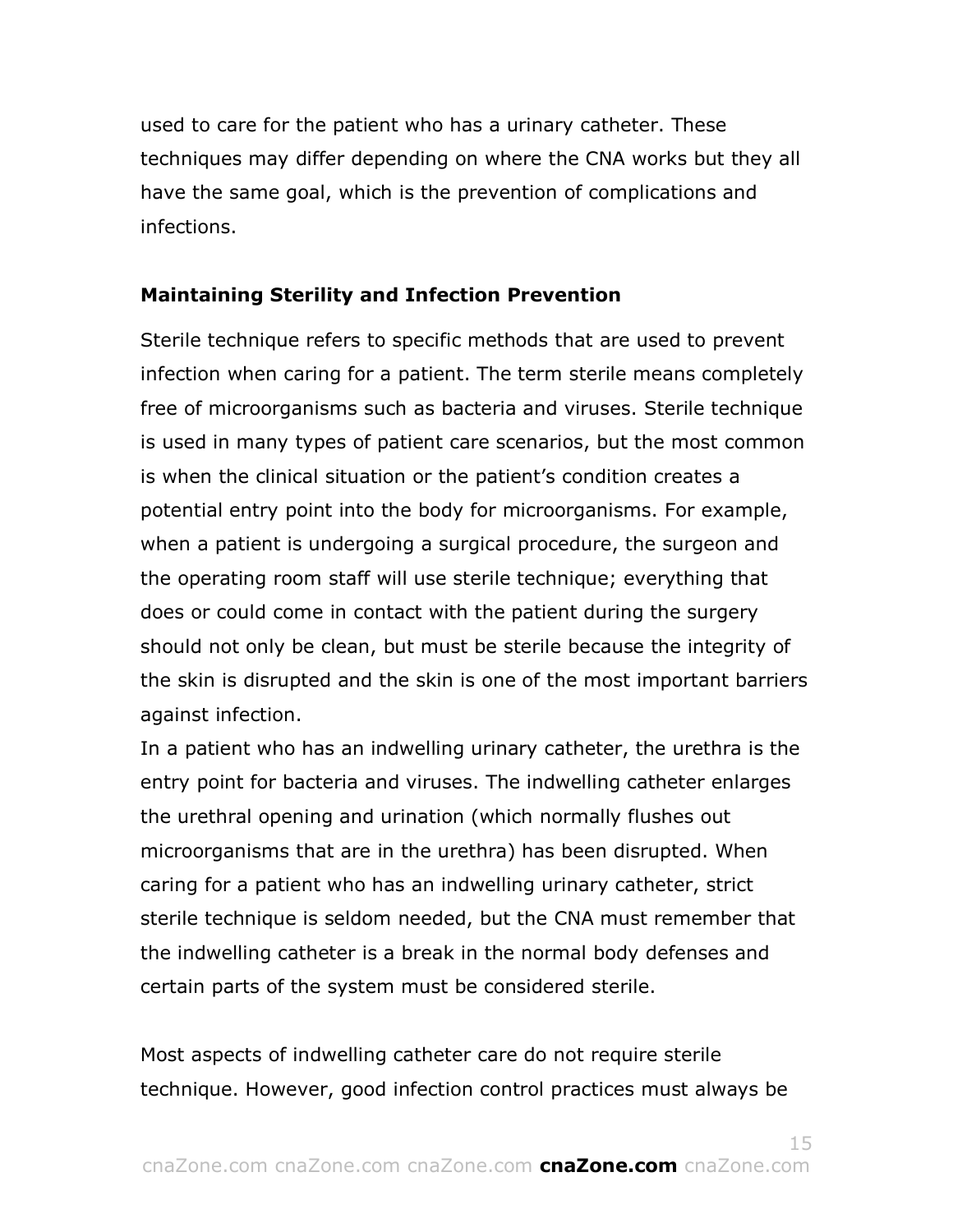used to care for the patient who has a urinary catheter. These techniques may differ depending on where the CNA works but they all have the same goal, which is the prevention of complications and infections.

### Maintaining Sterility and Infection Prevention

Sterile technique refers to specific methods that are used to prevent infection when caring for a patient. The term sterile means completely free of microorganisms such as bacteria and viruses. Sterile technique is used in many types of patient care scenarios, but the most common is when the clinical situation or the patient's condition creates a potential entry point into the body for microorganisms. For example, when a patient is undergoing a surgical procedure, the surgeon and the operating room staff will use sterile technique; everything that does or could come in contact with the patient during the surgery should not only be clean, but must be sterile because the integrity of the skin is disrupted and the skin is one of the most important barriers against infection.

In a patient who has an indwelling urinary catheter, the urethra is the entry point for bacteria and viruses. The indwelling catheter enlarges the urethral opening and urination (which normally flushes out microorganisms that are in the urethra) has been disrupted. When caring for a patient who has an indwelling urinary catheter, strict sterile technique is seldom needed, but the CNA must remember that the indwelling catheter is a break in the normal body defenses and certain parts of the system must be considered sterile.

Most aspects of indwelling catheter care do not require sterile technique. However, good infection control practices must always be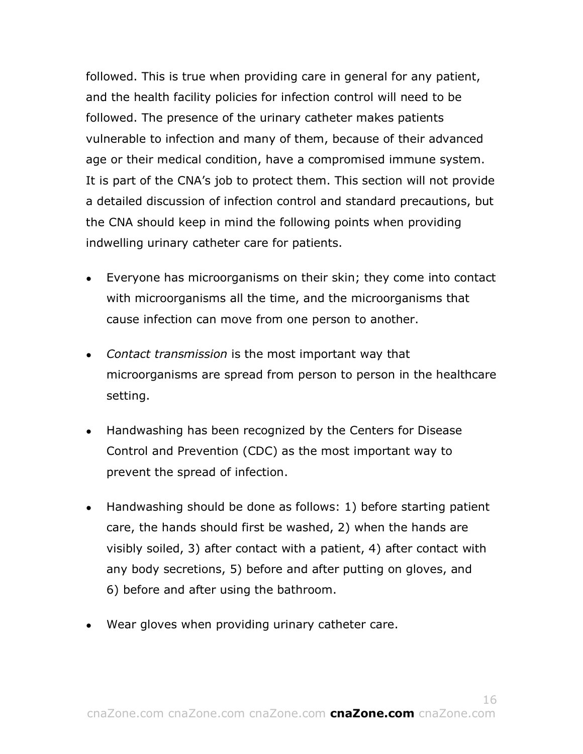followed. This is true when providing care in general for any patient, and the health facility policies for infection control will need to be followed. The presence of the urinary catheter makes patients vulnerable to infection and many of them, because of their advanced age or their medical condition, have a compromised immune system. It is part of the CNA's job to protect them. This section will not provide a detailed discussion of infection control and standard precautions, but the CNA should keep in mind the following points when providing indwelling urinary catheter care for patients.

- Everyone has microorganisms on their skin; they come into contact with microorganisms all the time, and the microorganisms that cause infection can move from one person to another.

- *Contact transmission* is the most important way that microorganisms are spread from person to person in the healthcare setting.

- Handwashing has been recognized by the Centers for Disease Control and Prevention (CDC) as the most important way to prevent the spread of infection.

- Handwashing should be done as follows: 1) before starting patient care, the hands should first be washed, 2) when the hands are visibly soiled, 3) after contact with a patient, 4) after contact with any body secretions, 5) before and after putting on gloves, and 6) before and after using the bathroom.

- Wear gloves when providing urinary catheter care.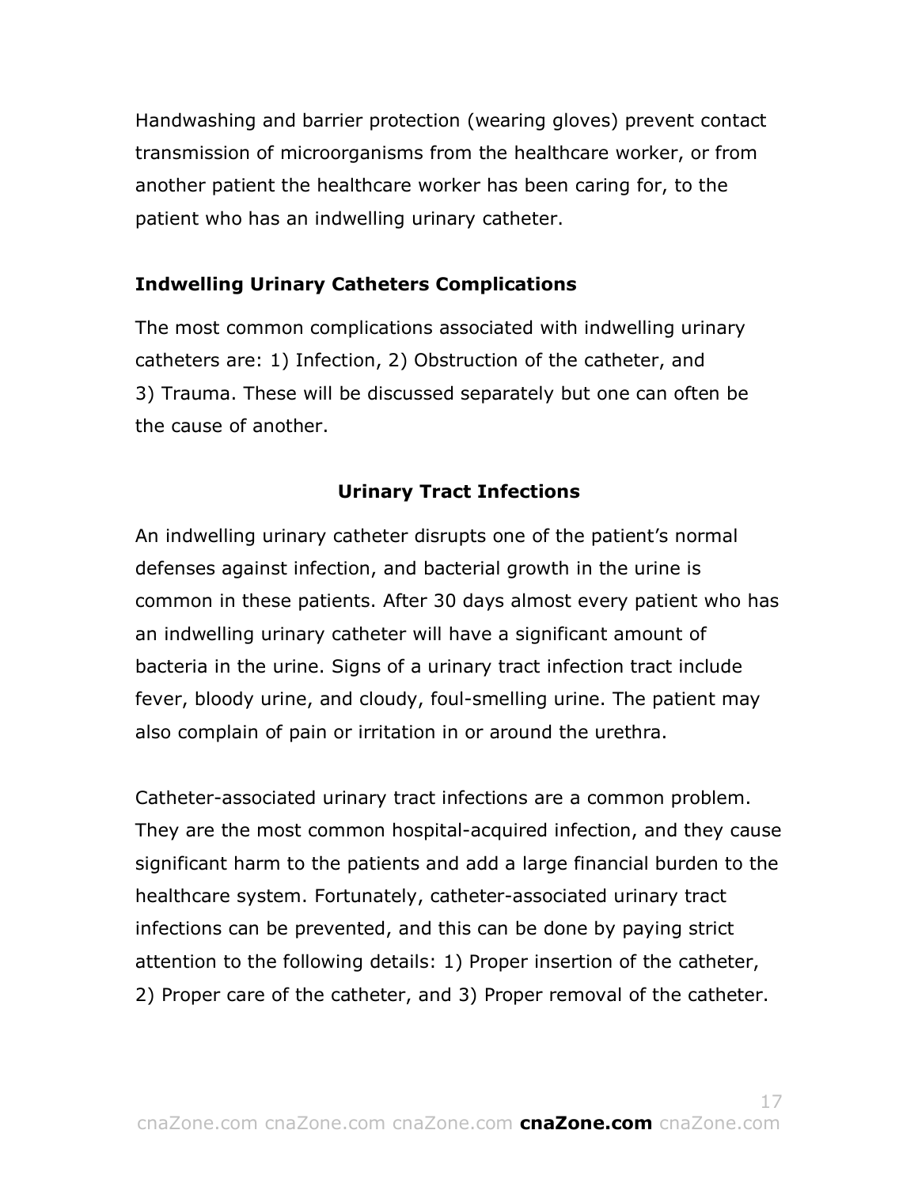Handwashing and barrier protection (wearing gloves) prevent contact transmission of microorganisms from the healthcare worker, or from another patient the healthcare worker has been caring for, to the patient who has an indwelling urinary catheter.

### Indwelling Urinary Catheters Complications

The most common complications associated with indwelling urinary catheters are: 1) Infection, 2) Obstruction of the catheter, and 3) Trauma. These will be discussed separately but one can often be the cause of another.

## Urinary Tract Infections

An indwelling urinary catheter disrupts one of the patient's normal defenses against infection, and bacterial growth in the urine is common in these patients. After 30 days almost every patient who has an indwelling urinary catheter will have a significant amount of bacteria in the urine. Signs of a urinary tract infection tract include fever, bloody urine, and cloudy, foul-smelling urine. The patient may also complain of pain or irritation in or around the urethra.

Catheter-associated urinary tract infections are a common problem. They are the most common hospital-acquired infection, and they cause significant harm to the patients and add a large financial burden to the healthcare system. Fortunately, catheter-associated urinary tract infections can be prevented, and this can be done by paying strict attention to the following details: 1) Proper insertion of the catheter, 2) Proper care of the catheter, and 3) Proper removal of the catheter.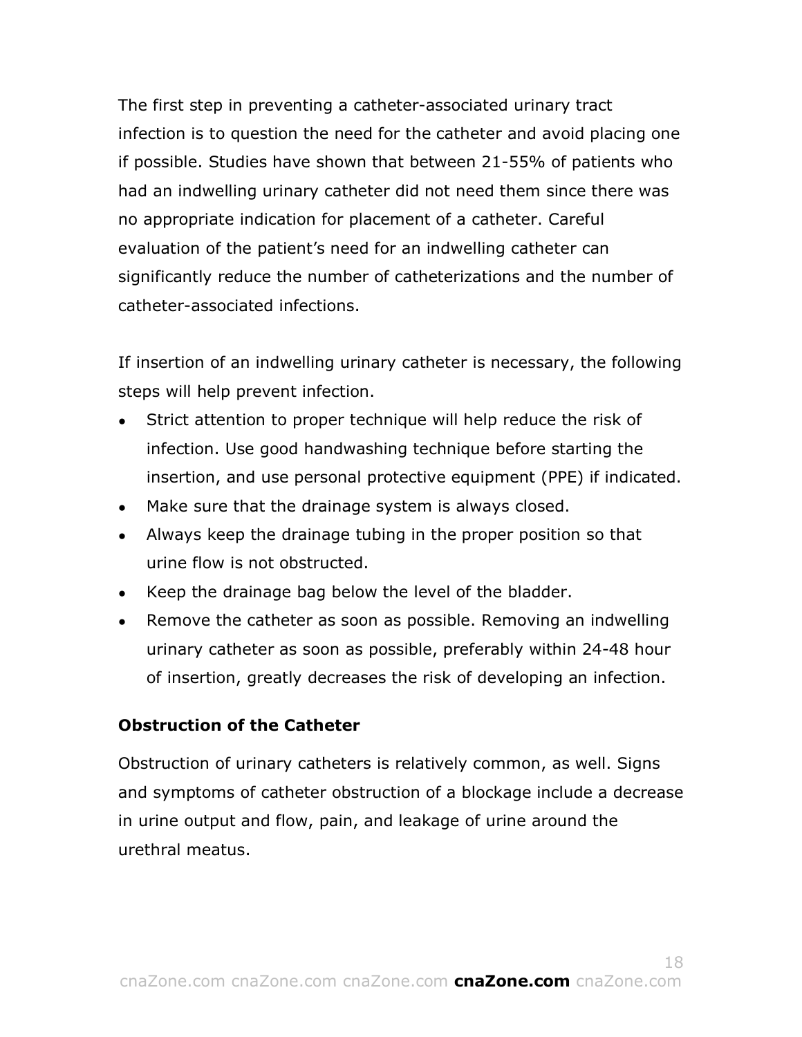The first step in preventing a catheter-associated urinary tract infection is to question the need for the catheter and avoid placing one if possible. Studies have shown that between 21-55% of patients who had an indwelling urinary catheter did not need them since there was no appropriate indication for placement of a catheter. Careful evaluation of the patient's need for an indwelling catheter can significantly reduce the number of catheterizations and the number of catheter-associated infections.

If insertion of an indwelling urinary catheter is necessary, the following steps will help prevent infection.

- Strict attention to proper technique will help reduce the risk of infection. Use good handwashing technique before starting the insertion, and use personal protective equipment (PPE) if indicated.
- Make sure that the drainage system is always closed.
- Always keep the drainage tubing in the proper position so that urine flow is not obstructed.
- Keep the drainage bag below the level of the bladder.
- Remove the catheter as soon as possible. Removing an indwelling urinary catheter as soon as possible, preferably within 24-48 hour of insertion, greatly decreases the risk of developing an infection.

**Obstruction of the Catheter**

Obstruction of urinary catheters is relatively common, as well. Signs and symptoms of catheter obstruction of a blockage include a decrease in urine output and flow, pain, and leakage of urine around the urethral meatus.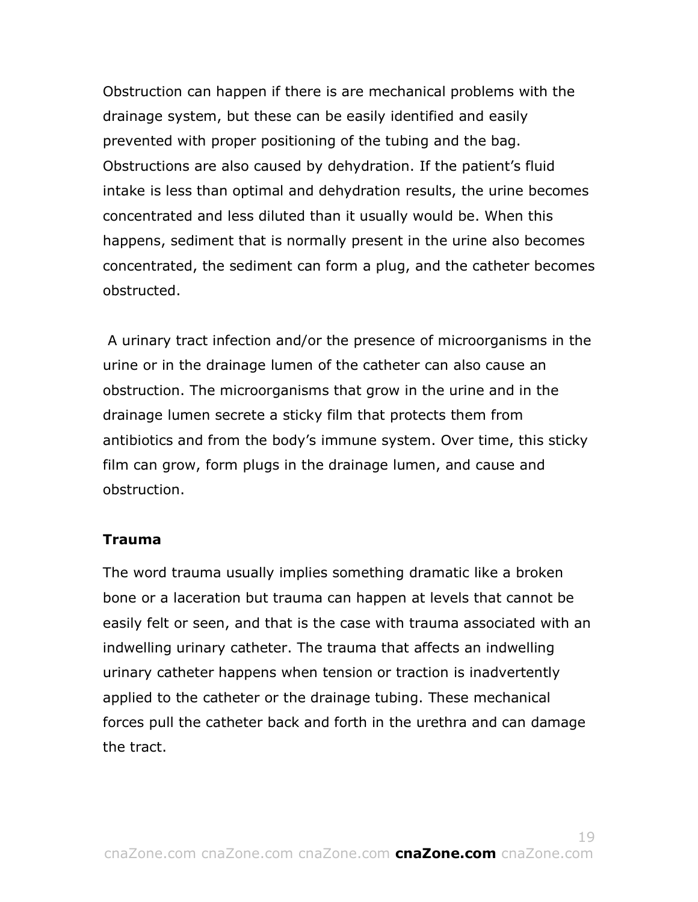Obstruction can happen if there is are mechanical problems with the drainage system, but these can be easily identified and easily prevented with proper positioning of the tubing and the bag. Obstructions are also caused by dehydration. If the patient's fluid intake is less than optimal and dehydration results, the urine becomes concentrated and less diluted than it usually would be. When this happens, sediment that is normally present in the urine also becomes concentrated, the sediment can form a plug, and the catheter becomes obstructed.

A urinary tract infection and/or the presence of microorganisms in the urine or in the drainage lumen of the catheter can also cause an obstruction. The microorganisms that grow in the urine and in the drainage lumen secrete a sticky film that protects them from antibiotics and from the body's immune system. Over time, this sticky film can grow, form plugs in the drainage lumen, and cause and obstruction.

**Trauma**

The word trauma usually implies something dramatic like a broken bone or a laceration but trauma can happen at levels that cannot be easily felt or seen, and that is the case with trauma associated with an indwelling urinary catheter. The trauma that affects an indwelling urinary catheter happens when tension or traction is inadvertently applied to the catheter or the drainage tubing. These mechanical forces pull the catheter back and forth in the urethra and can damage the tract.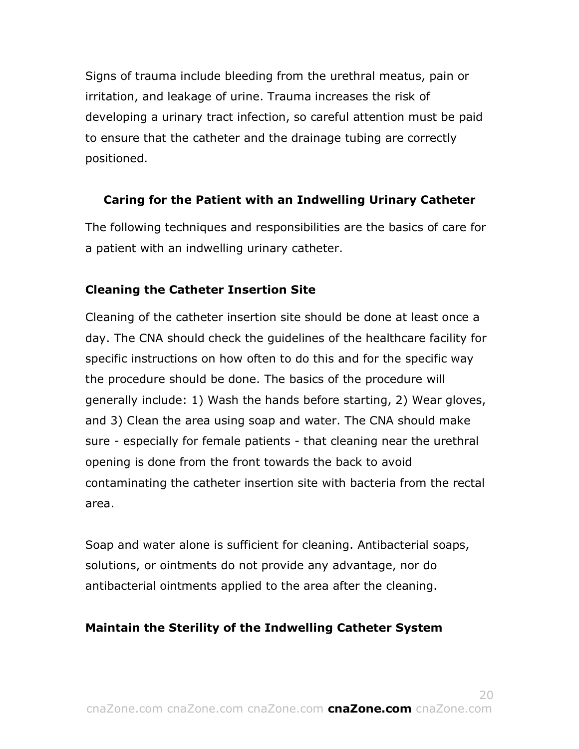Signs of trauma include bleeding from the urethral meatus, pain or irritation, and leakage of urine. Trauma increases the risk of developing a urinary tract infection, so careful attention must be paid to ensure that the catheter and the drainage tubing are correctly positioned.

## Caring for the Patient with an Indwelling Urinary Catheter

The following techniques and responsibilities are the basics of care for a patient with an indwelling urinary catheter.

### Cleaning the Catheter Insertion Site

Cleaning of the catheter insertion site should be done at least once a day. The CNA should check the guidelines of the healthcare facility for specific instructions on how often to do this and for the specific way the procedure should be done. The basics of the procedure will generally include: 1) Wash the hands before starting, 2) Wear gloves, and 3) Clean the area using soap and water. The CNA should make sure - especially for female patients - that cleaning near the urethral opening is done from the front towards the back to avoid contaminating the catheter insertion site with bacteria from the rectal area.

Soap and water alone is sufficient for cleaning. Antibacterial soaps, solutions, or ointments do not provide any advantage, nor do antibacterial ointments applied to the area after the cleaning.

### Maintain the Sterility of the Indwelling Catheter System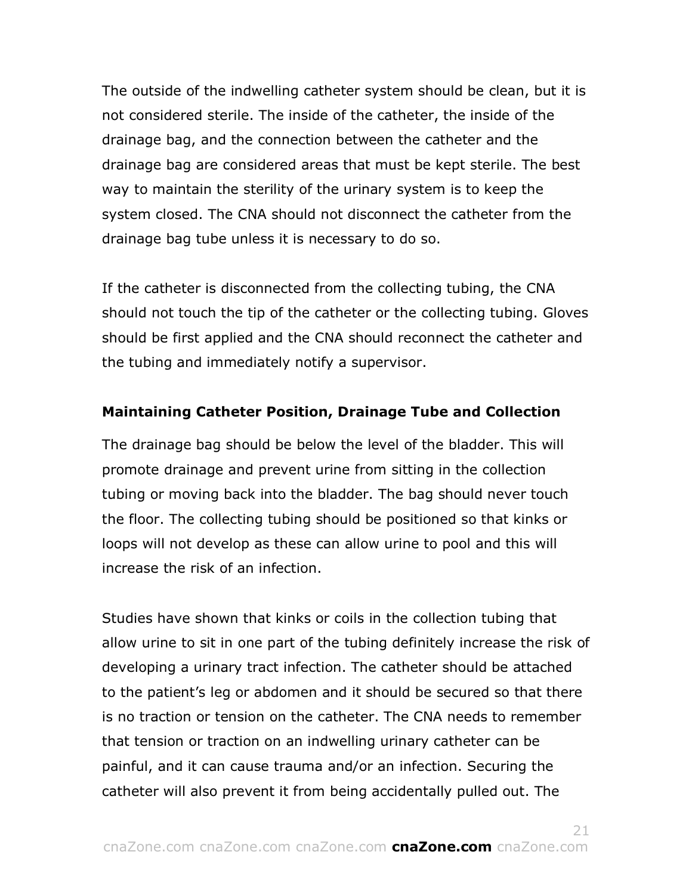The outside of the indwelling catheter system should be clean, but it is not considered sterile. The inside of the catheter, the inside of the drainage bag, and the connection between the catheter and the drainage bag are considered areas that must be kept sterile. The best way to maintain the sterility of the urinary system is to keep the system closed. The CNA should not disconnect the catheter from the drainage bag tube unless it is necessary to do so.

If the catheter is disconnected from the collecting tubing, the CNA should not touch the tip of the catheter or the collecting tubing. Gloves should be first applied and the CNA should reconnect the catheter and the tubing and immediately notify a supervisor.

**Maintaining Catheter Position, Drainage Tube and Collection**

The drainage bag should be below the level of the bladder. This will promote drainage and prevent urine from sitting in the collection tubing or moving back into the bladder. The bag should never touch the floor. The collecting tubing should be positioned so that kinks or loops will not develop as these can allow urine to pool and this will increase the risk of an infection.

Studies have shown that kinks or coils in the collection tubing that allow urine to sit in one part of the tubing definitely increase the risk of developing a urinary tract infection. The catheter should be attached to the patient's leg or abdomen and it should be secured so that there is no traction or tension on the catheter. The CNA needs to remember that tension or traction on an indwelling urinary catheter can be painful, and it can cause trauma and/or an infection. Securing the catheter will also prevent it from being accidentally pulled out. The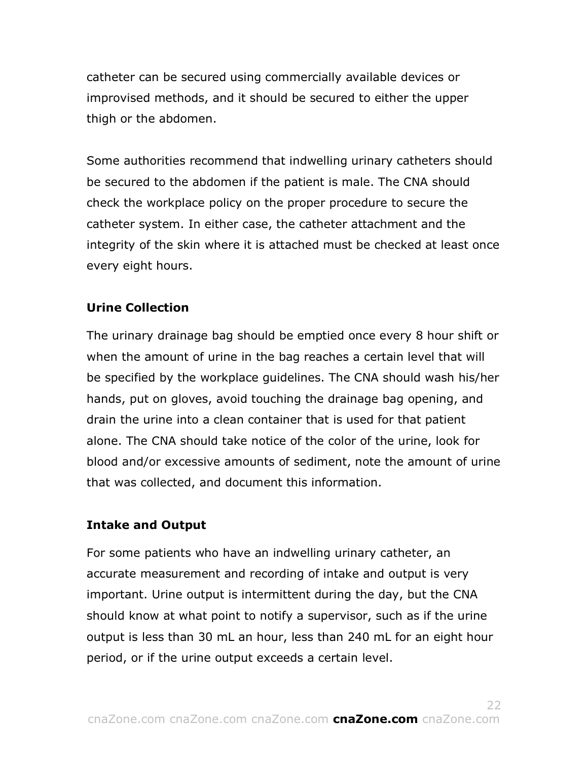catheter can be secured using commercially available devices or improvised methods, and it should be secured to either the upper thigh or the abdomen.

Some authorities recommend that indwelling urinary catheters should be secured to the abdomen if the patient is male. The CNA should check the workplace policy on the proper procedure to secure the catheter system. In either case, the catheter attachment and the integrity of the skin where it is attached must be checked at least once every eight hours.

**Urine Collection**

The urinary drainage bag should be emptied once every 8 hour shift or when the amount of urine in the bag reaches a certain level that will be specified by the workplace guidelines. The CNA should wash his/her hands, put on gloves, avoid touching the drainage bag opening, and drain the urine into a clean container that is used for that patient alone. The CNA should take notice of the color of the urine, look for blood and/or excessive amounts of sediment, note the amount of urine that was collected, and document this information.

**Intake and Output**

For some patients who have an indwelling urinary catheter, an accurate measurement and recording of intake and output is very important. Urine output is intermittent during the day, but the CNA should know at what point to notify a supervisor, such as if the urine output is less than 30 mL an hour, less than 240 mL for an eight hour period, or if the urine output exceeds a certain level.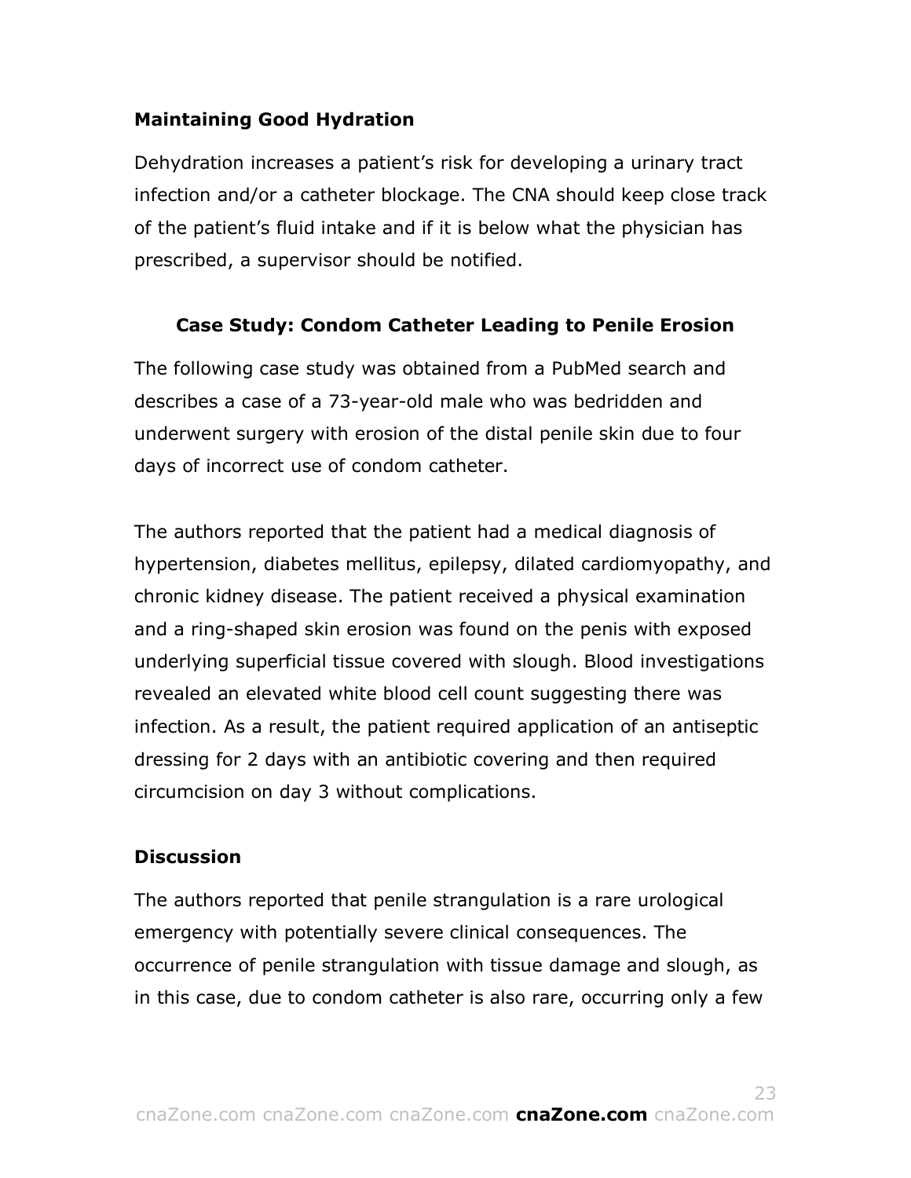### Maintaining Good Hydration

Dehydration increases a patient’s risk for developing a urinary tract infection and/or a catheter blockage. The CNA should keep close track of the patient’s fluid intake and if it is below what the physician has prescribed, a supervisor should be notified.

### Case Study: Condom Catheter Leading to Penile Erosion

The following case study was obtained from a PubMed search and describes a case of a 73-year-old male who was bedridden and underwent surgery with erosion of the distal penile skin due to four days of incorrect use of condom catheter.

The authors reported that the patient had a medical diagnosis of hypertension, diabetes mellitus, epilepsy, dilated cardiomyopathy, and chronic kidney disease. The patient received a physical examination and a ring-shaped skin erosion was found on the penis with exposed underlying superficial tissue covered with slough. Blood investigations revealed an elevated white blood cell count suggesting there was infection. As a result, the patient required application of an antiseptic dressing for 2 days with an antibiotic covering and then required circumcision on day 3 without complications.

### Discussion

The authors reported that penile strangulation is a rare urological emergency with potentially severe clinical consequences. The occurrence of penile strangulation with tissue damage and slough, as in this case, due to condom catheter is also rare, occurring only a few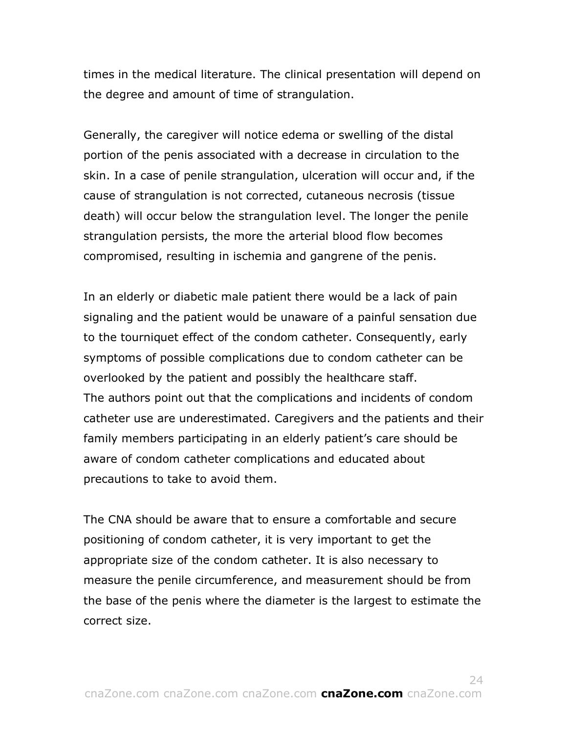times in the medical literature. The clinical presentation will depend on the degree and amount of time of strangulation.

Generally, the caregiver will notice edema or swelling of the distal portion of the penis associated with a decrease in circulation to the skin. In a case of penile strangulation, ulceration will occur and, if the cause of strangulation is not corrected, cutaneous necrosis (tissue death) will occur below the strangulation level. The longer the penile strangulation persists, the more the arterial blood flow becomes compromised, resulting in ischemia and gangrene of the penis.

In an elderly or diabetic male patient there would be a lack of pain signaling and the patient would be unaware of a painful sensation due to the tourniquet effect of the condom catheter. Consequently, early symptoms of possible complications due to condom catheter can be overlooked by the patient and possibly the healthcare staff.
The authors point out that the complications and incidents of condom catheter use are underestimated. Caregivers and the patients and their family members participating in an elderly patient's care should be aware of condom catheter complications and educated about precautions to take to avoid them.

The CNA should be aware that to ensure a comfortable and secure positioning of condom catheter, it is very important to get the appropriate size of the condom catheter. It is also necessary to measure the penile circumference, and measurement should be from the base of the penis where the diameter is the largest to estimate the correct size.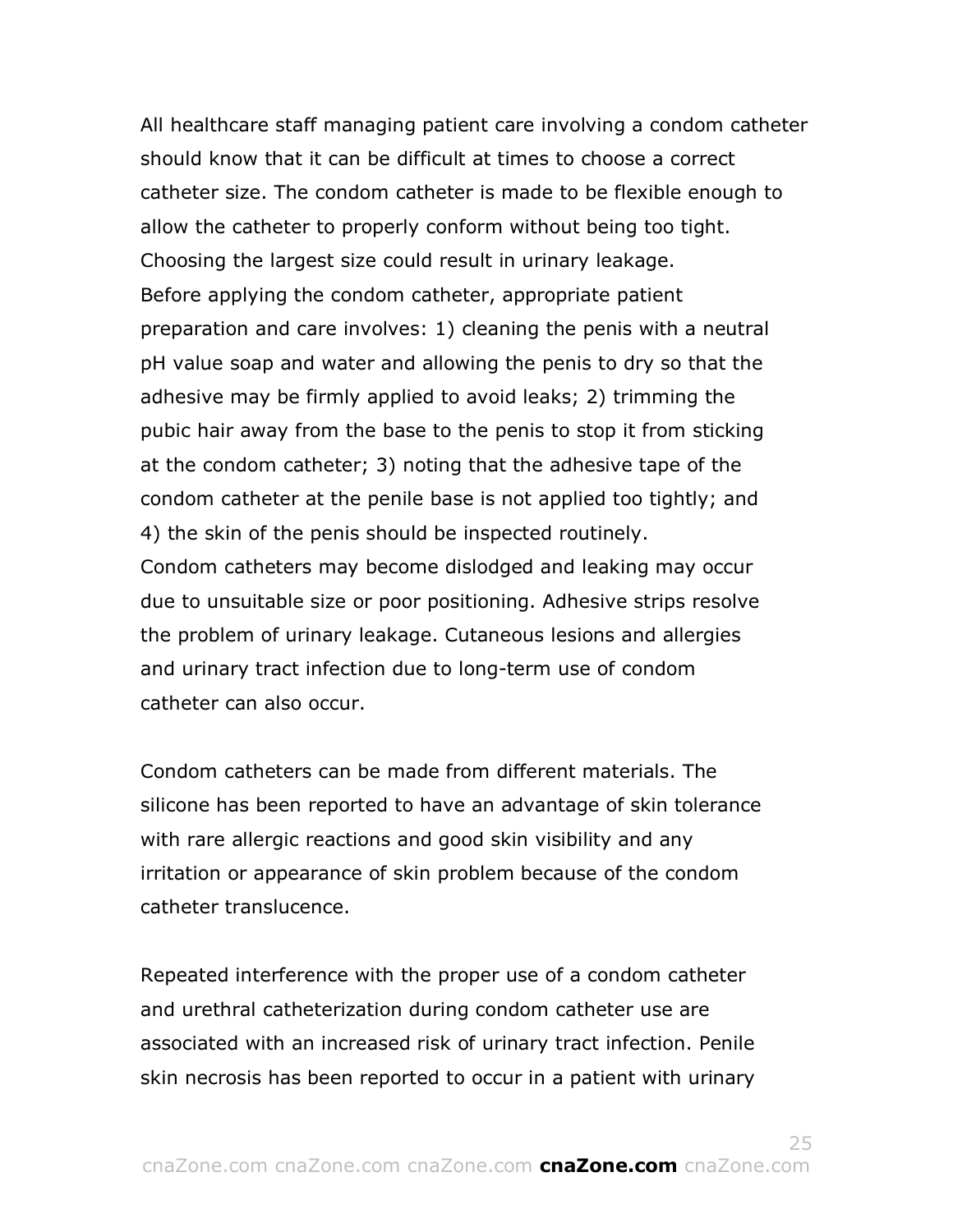All healthcare staff managing patient care involving a condom catheter should know that it can be difficult at times to choose a correct catheter size. The condom catheter is made to be flexible enough to allow the catheter to properly conform without being too tight. Choosing the largest size could result in urinary leakage.
Before applying the condom catheter, appropriate patient preparation and care involves: 1) cleaning the penis with a neutral pH value soap and water and allowing the penis to dry so that the adhesive may be firmly applied to avoid leaks; 2) trimming the pubic hair away from the base to the penis to stop it from sticking at the condom catheter; 3) noting that the adhesive tape of the condom catheter at the penile base is not applied too tightly; and 4) the skin of the penis should be inspected routinely.
Condom catheters may become dislodged and leaking may occur due to unsuitable size or poor positioning. Adhesive strips resolve the problem of urinary leakage. Cutaneous lesions and allergies and urinary tract infection due to long-term use of condom catheter can also occur.

Condom catheters can be made from different materials. The silicone has been reported to have an advantage of skin tolerance with rare allergic reactions and good skin visibility and any irritation or appearance of skin problem because of the condom catheter translucence.

Repeated interference with the proper use of a condom catheter and urethral catheterization during condom catheter use are associated with an increased risk of urinary tract infection. Penile skin necrosis has been reported to occur in a patient with urinary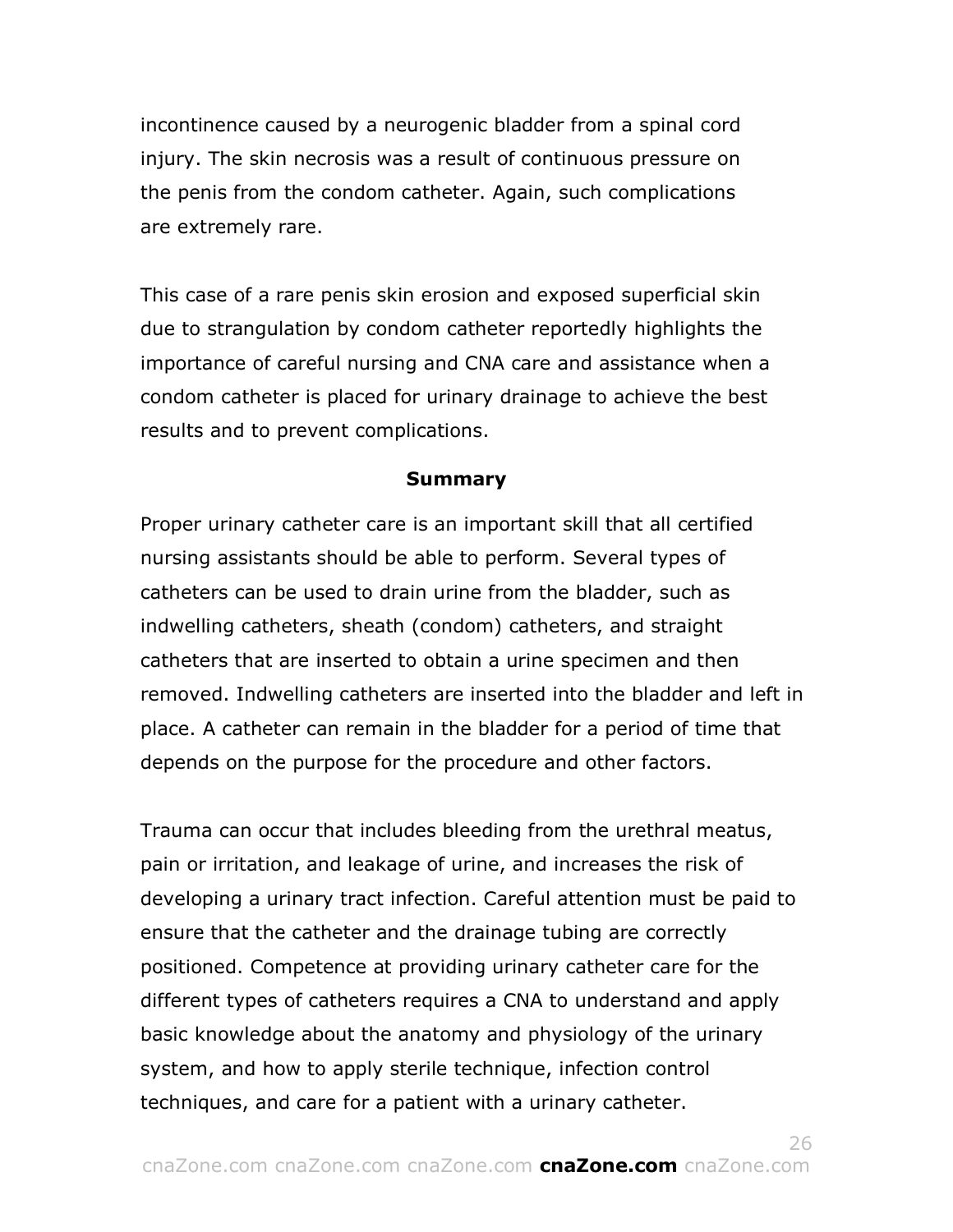incontinence caused by a neurogenic bladder from a spinal cord injury. The skin necrosis was a result of continuous pressure on the penis from the condom catheter. Again, such complications are extremely rare.

This case of a rare penis skin erosion and exposed superficial skin due to strangulation by condom catheter reportedly highlights the importance of careful nursing and CNA care and assistance when a condom catheter is placed for urinary drainage to achieve the best results and to prevent complications.

## Summary

Proper urinary catheter care is an important skill that all certified nursing assistants should be able to perform. Several types of catheters can be used to drain urine from the bladder, such as indwelling catheters, sheath (condom) catheters, and straight catheters that are inserted to obtain a urine specimen and then removed. Indwelling catheters are inserted into the bladder and left in place. A catheter can remain in the bladder for a period of time that depends on the purpose for the procedure and other factors.

Trauma can occur that includes bleeding from the urethral meatus, pain or irritation, and leakage of urine, and increases the risk of developing a urinary tract infection. Careful attention must be paid to ensure that the catheter and the drainage tubing are correctly positioned. Competence at providing urinary catheter care for the different types of catheters requires a CNA to understand and apply basic knowledge about the anatomy and physiology of the urinary system, and how to apply sterile technique, infection control techniques, and care for a patient with a urinary catheter.